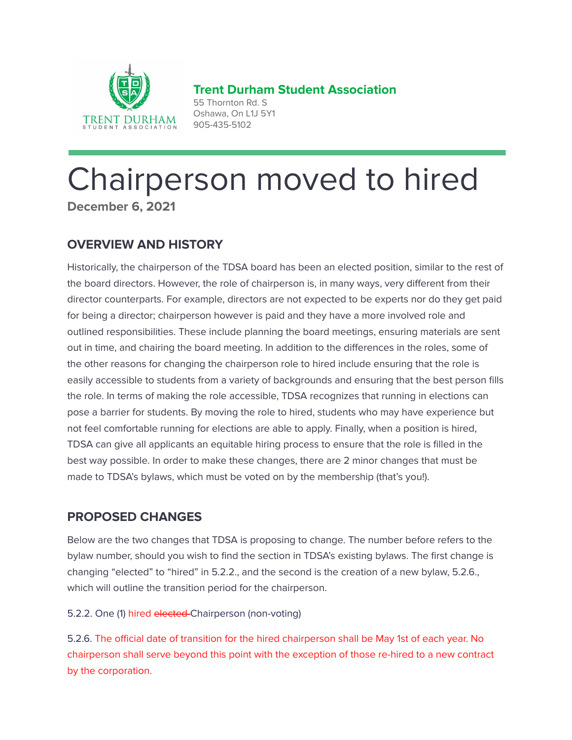**Trent Durham Student Association**

55 Thornton Rd. S
Oshawa, On L1J 5Y1
905-435-5102

# Chairperson moved to hired

**December 6, 2021**

## OVERVIEW AND HISTORY

Historically, the chairperson of the TDSA board has been an elected position, similar to the rest of the board directors. However, the role of chairperson is, in many ways, very different from their director counterparts. For example, directors are not expected to be experts nor do they get paid for being a director; chairperson however is paid and they have a more involved role and outlined responsibilities. These include planning the board meetings, ensuring materials are sent out in time, and chairing the board meeting. In addition to the differences in the roles, some of the other reasons for changing the chairperson role to hired include ensuring that the role is easily accessible to students from a variety of backgrounds and ensuring that the best person fills the role. In terms of making the role accessible, TDSA recognizes that running in elections can pose a barrier for students. By moving the role to hired, students who may have experience but not feel comfortable running for elections are able to apply. Finally, when a position is hired, TDSA can give all applicants an equitable hiring process to ensure that the role is filled in the best way possible. In order to make these changes, there are 2 minor changes that must be made to TDSA's bylaws, which must be voted on by the membership (that's you!).

## PROPOSED CHANGES

Below are the two changes that TDSA is proposing to change. The number before refers to the bylaw number, should you wish to find the section in TDSA's existing bylaws. The first change is changing "elected" to "hired" in 5.2.2., and the second is the creation of a new bylaw, 5.2.6., which will outline the transition period for the chairperson.

5.2.2. One (1) hired ~~elected~~ Chairperson (non-voting)

5.2.6. The official date of transition for the hired chairperson shall be May 1st of each year. No chairperson shall serve beyond this point with the exception of those re-hired to a new contract by the corporation.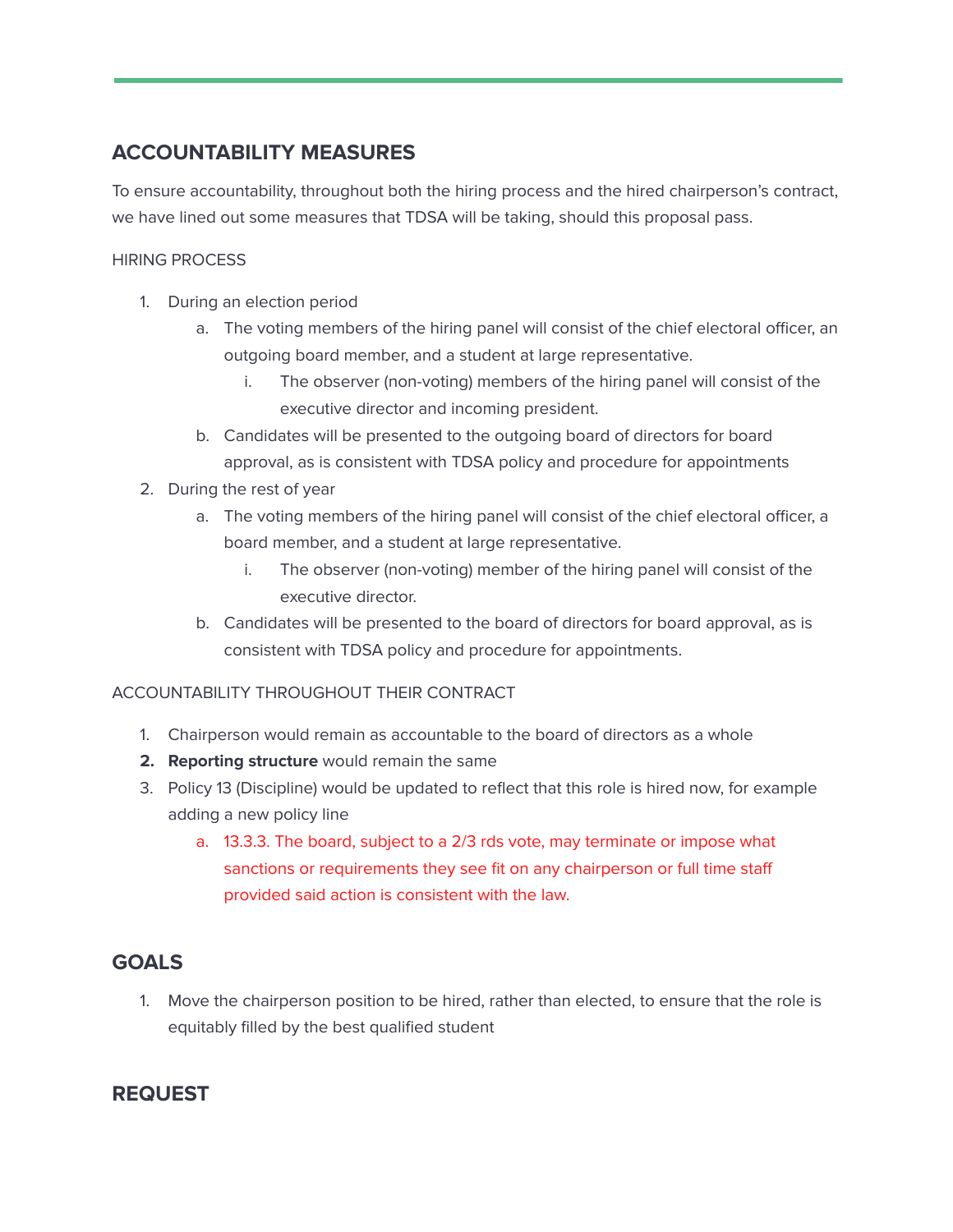## ACCOUNTABILITY MEASURES

To ensure accountability, throughout both the hiring process and the hired chairperson's contract, we have lined out some measures that TDSA will be taking, should this proposal pass.

HIRING PROCESS

1. During an election period
    a. The voting members of the hiring panel will consist of the chief electoral officer, an outgoing board member, and a student at large representative.
        i. The observer (non-voting) members of the hiring panel will consist of the executive director and incoming president.
    b. Candidates will be presented to the outgoing board of directors for board approval, as is consistent with TDSA policy and procedure for appointments
2. During the rest of year
    a. The voting members of the hiring panel will consist of the chief electoral officer, a board member, and a student at large representative.
        i. The observer (non-voting) member of the hiring panel will consist of the executive director.
    b. Candidates will be presented to the board of directors for board approval, as is consistent with TDSA policy and procedure for appointments.

ACCOUNTABILITY THROUGHOUT THEIR CONTRACT

1. Chairperson would remain as accountable to the board of directors as a whole
2. **Reporting structure** would remain the same
3. Policy 13 (Discipline) would be updated to reflect that this role is hired now, for example adding a new policy line
    a. 13.3.3. The board, subject to a 2/3 rds vote, may terminate or impose what sanctions or requirements they see fit on any chairperson or full time staff provided said action is consistent with the law.

## GOALS

1. Move the chairperson position to be hired, rather than elected, to ensure that the role is equitably filled by the best qualified student

## REQUEST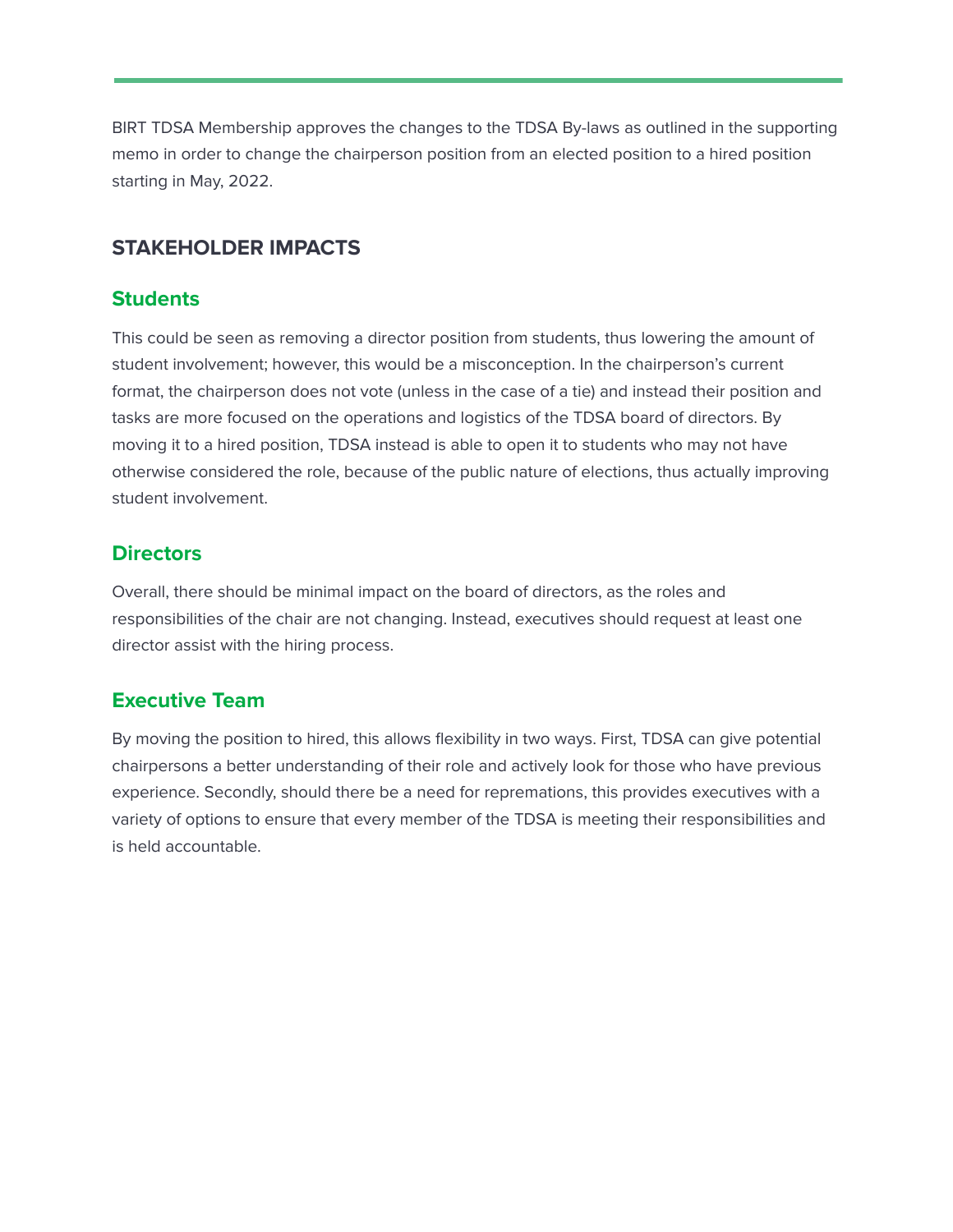BIRT TDSA Membership approves the changes to the TDSA By-laws as outlined in the supporting memo in order to change the chairperson position from an elected position to a hired position starting in May, 2022.

## STAKEHOLDER IMPACTS

### Students

This could be seen as removing a director position from students, thus lowering the amount of student involvement; however, this would be a misconception. In the chairperson's current format, the chairperson does not vote (unless in the case of a tie) and instead their position and tasks are more focused on the operations and logistics of the TDSA board of directors. By moving it to a hired position, TDSA instead is able to open it to students who may not have otherwise considered the role, because of the public nature of elections, thus actually improving student involvement.

### Directors

Overall, there should be minimal impact on the board of directors, as the roles and responsibilities of the chair are not changing. Instead, executives should request at least one director assist with the hiring process.

### Executive Team

By moving the position to hired, this allows flexibility in two ways. First, TDSA can give potential chairpersons a better understanding of their role and actively look for those who have previous experience. Secondly, should there be a need for repremations, this provides executives with a variety of options to ensure that every member of the TDSA is meeting their responsibilities and is held accountable.